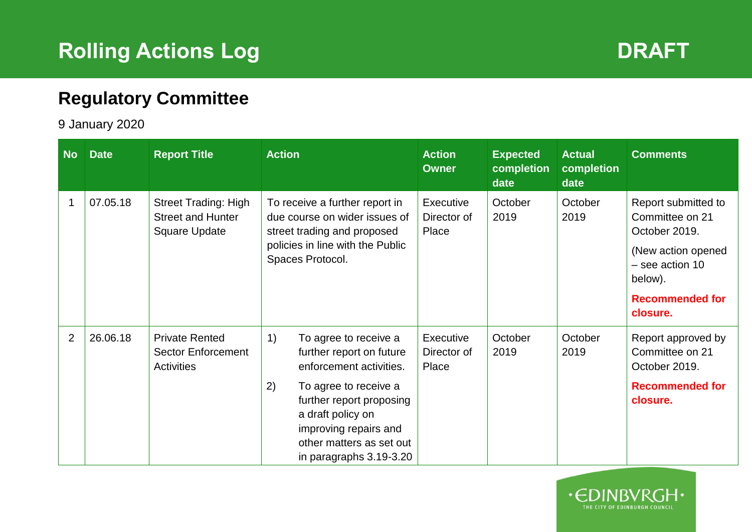# Rolling Actions Log

**DRAFT**

## Regulatory Committee

9 January 2020

| No | Date | Report Title | Action | Action Owner | Expected completion date | Actual completion date | Comments |
|---|---|---|---|---|---|---|---|
| 1 | 07.05.18 | Street Trading: High Street and Hunter Square Update | To receive a further report in due course on wider issues of street trading and proposed policies in line with the Public Spaces Protocol. | Executive Director of Place | October 2019 | October 2019 | Report submitted to Committee on 21 October 2019. (New action opened – see action 10 below). **Recommended for closure.** |
| 2 | 26.06.18 | Private Rented Sector Enforcement Activities | 1) To agree to receive a further report on future enforcement activities. 2) To agree to receive a further report proposing a draft policy on improving repairs and other matters as set out in paragraphs 3.19-3.20 | Executive Director of Place | October 2019 | October 2019 | Report approved by Committee on 21 October 2019. **Recommended for closure.** |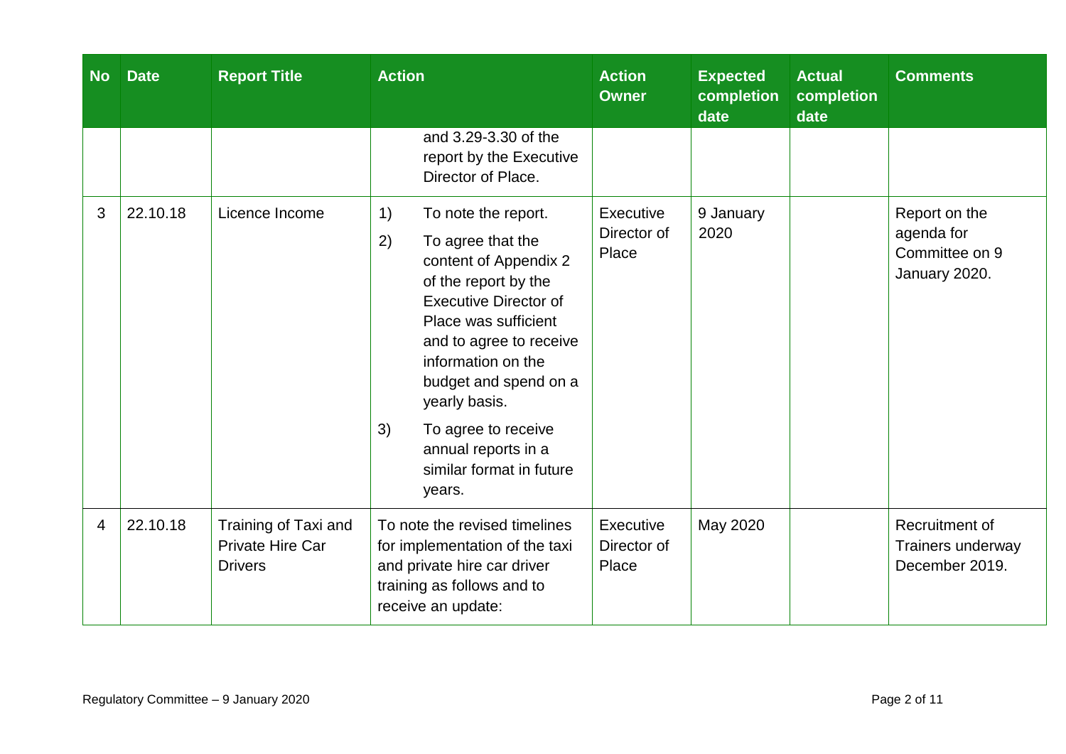| No | Date | Report Title | Action | Action Owner | Expected completion date | Actual completion date | Comments |
|---|---|---|---|---|---|---|---|
| | | | and 3.29-3.30 of the report by the Executive Director of Place. | | | | |
| 3 | 22.10.18 | Licence Income | 1) To note the report.<br>2) To agree that the content of Appendix 2 of the report by the Executive Director of Place was sufficient and to agree to receive information on the budget and spend on a yearly basis.<br>3) To agree to receive annual reports in a similar format in future years. | Executive Director of Place | 9 January 2020 | | Report on the agenda for Committee on 9 January 2020. |
| 4 | 22.10.18 | Training of Taxi and Private Hire Car Drivers | To note the revised timelines for implementation of the taxi and private hire car driver training as follows and to receive an update: | Executive Director of Place | May 2020 | | Recruitment of Trainers underway December 2019. |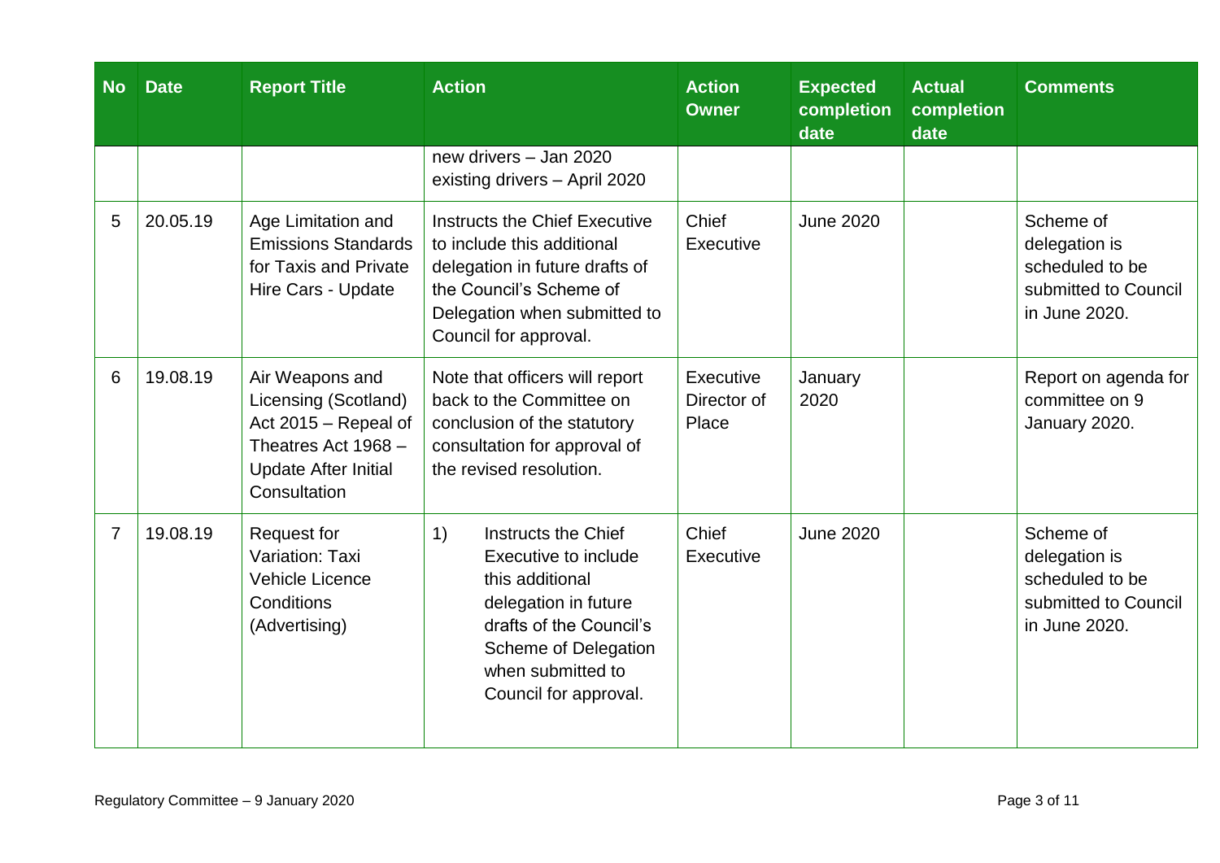| No | Date | Report Title | Action | Action Owner | Expected completion date | Actual completion date | Comments |
|---|---|---|---|---|---|---|---|
| | | | new drivers – Jan 2020<br>existing drivers – April 2020 | | | | |
| 5 | 20.05.19 | Age Limitation and Emissions Standards for Taxis and Private Hire Cars - Update | Instructs the Chief Executive to include this additional delegation in future drafts of the Council's Scheme of Delegation when submitted to Council for approval. | Chief Executive | June 2020 | | Scheme of delegation is scheduled to be submitted to Council in June 2020. |
| 6 | 19.08.19 | Air Weapons and Licensing (Scotland) Act 2015 – Repeal of Theatres Act 1968 – Update After Initial Consultation | Note that officers will report back to the Committee on conclusion of the statutory consultation for approval of the revised resolution. | Executive Director of Place | January 2020 | | Report on agenda for committee on 9 January 2020. |
| 7 | 19.08.19 | Request for Variation: Taxi Vehicle Licence Conditions (Advertising) | 1) Instructs the Chief Executive to include this additional delegation in future drafts of the Council's Scheme of Delegation when submitted to Council for approval. | Chief Executive | June 2020 | | Scheme of delegation is scheduled to be submitted to Council in June 2020. |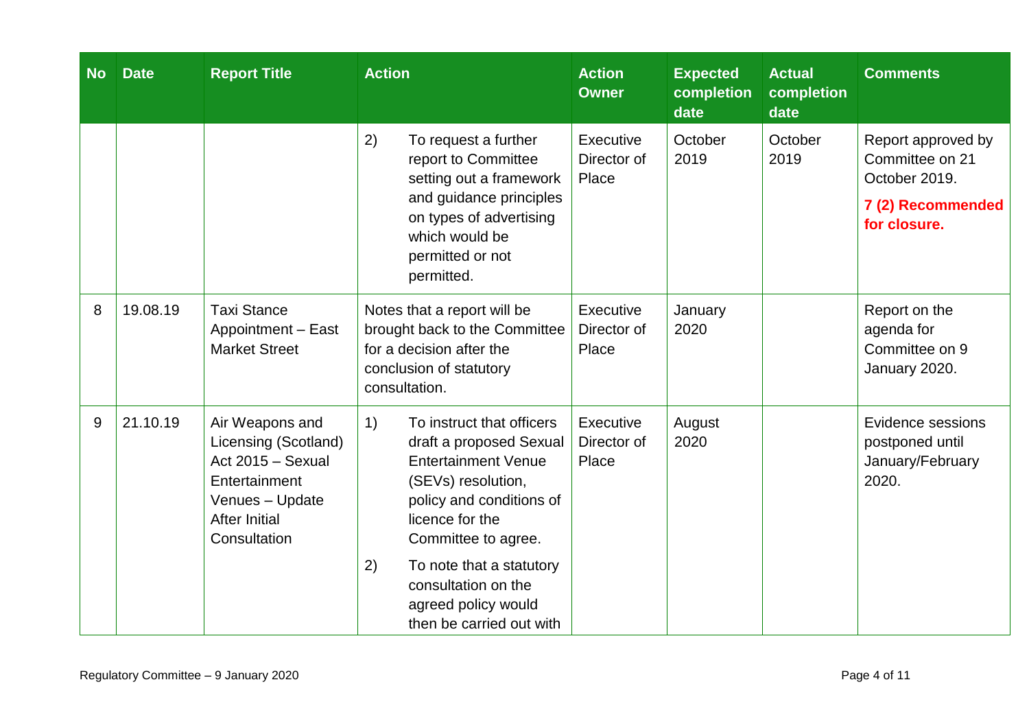| No | Date | Report Title | Action | Action Owner | Expected completion date | Actual completion date | Comments |
|---|---|---|---|---|---|---|---|
| | | | 2) To request a further report to Committee setting out a framework and guidance principles on types of advertising which would be permitted or not permitted. | Executive Director of Place | October 2019 | October 2019 | Report approved by Committee on 21 October 2019. **7 (2) Recommended for closure.** |
| 8 | 19.08.19 | Taxi Stance Appointment – East Market Street | Notes that a report will be brought back to the Committee for a decision after the conclusion of statutory consultation. | Executive Director of Place | January 2020 | | Report on the agenda for Committee on 9 January 2020. |
| 9 | 21.10.19 | Air Weapons and Licensing (Scotland) Act 2015 – Sexual Entertainment Venues – Update After Initial Consultation | 1) To instruct that officers draft a proposed Sexual Entertainment Venue (SEVs) resolution, policy and conditions of licence for the Committee to agree. 2) To note that a statutory consultation on the agreed policy would then be carried out with | Executive Director of Place | August 2020 | | Evidence sessions postponed until January/February 2020. |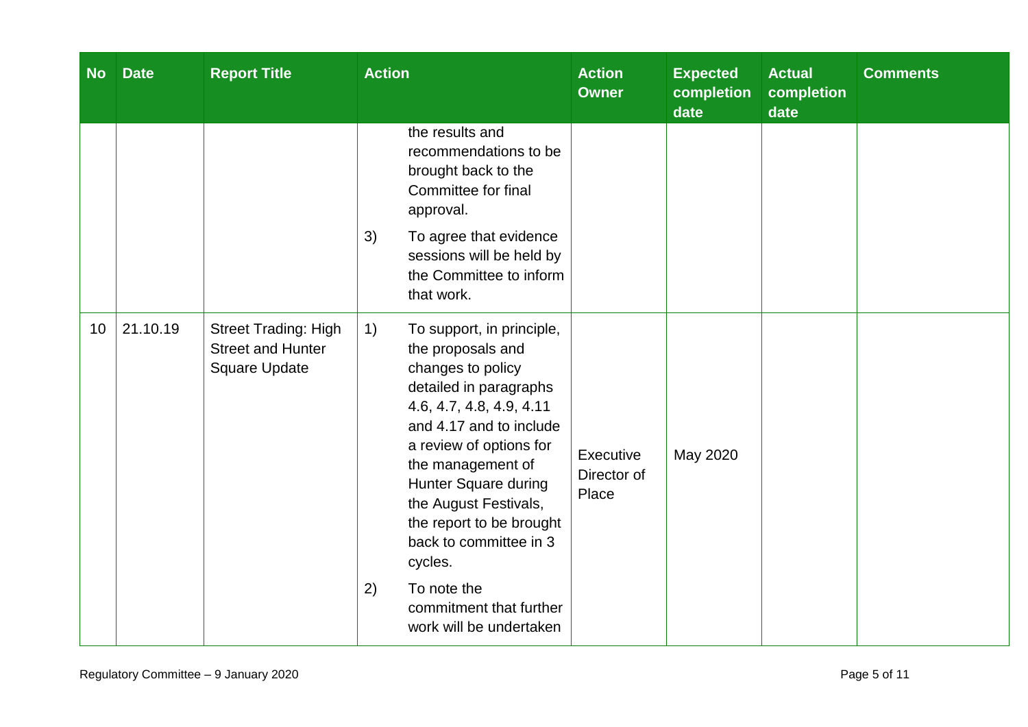| No | Date | Report Title | Action | Action Owner | Expected completion date | Actual completion date | Comments |
|---|---|---|---|---|---|---|---|
| | | | the results and recommendations to be brought back to the Committee for final approval.<br><br>3) To agree that evidence sessions will be held by the Committee to inform that work. | | | | |
| 10 | 21.10.19 | Street Trading: High Street and Hunter Square Update | 1) To support, in principle, the proposals and changes to policy detailed in paragraphs 4.6, 4.7, 4.8, 4.9, 4.11 and 4.17 and to include a review of options for the management of Hunter Square during the August Festivals, the report to be brought back to committee in 3 cycles.<br><br>2) To note the commitment that further work will be undertaken | Executive Director of Place | May 2020 | | |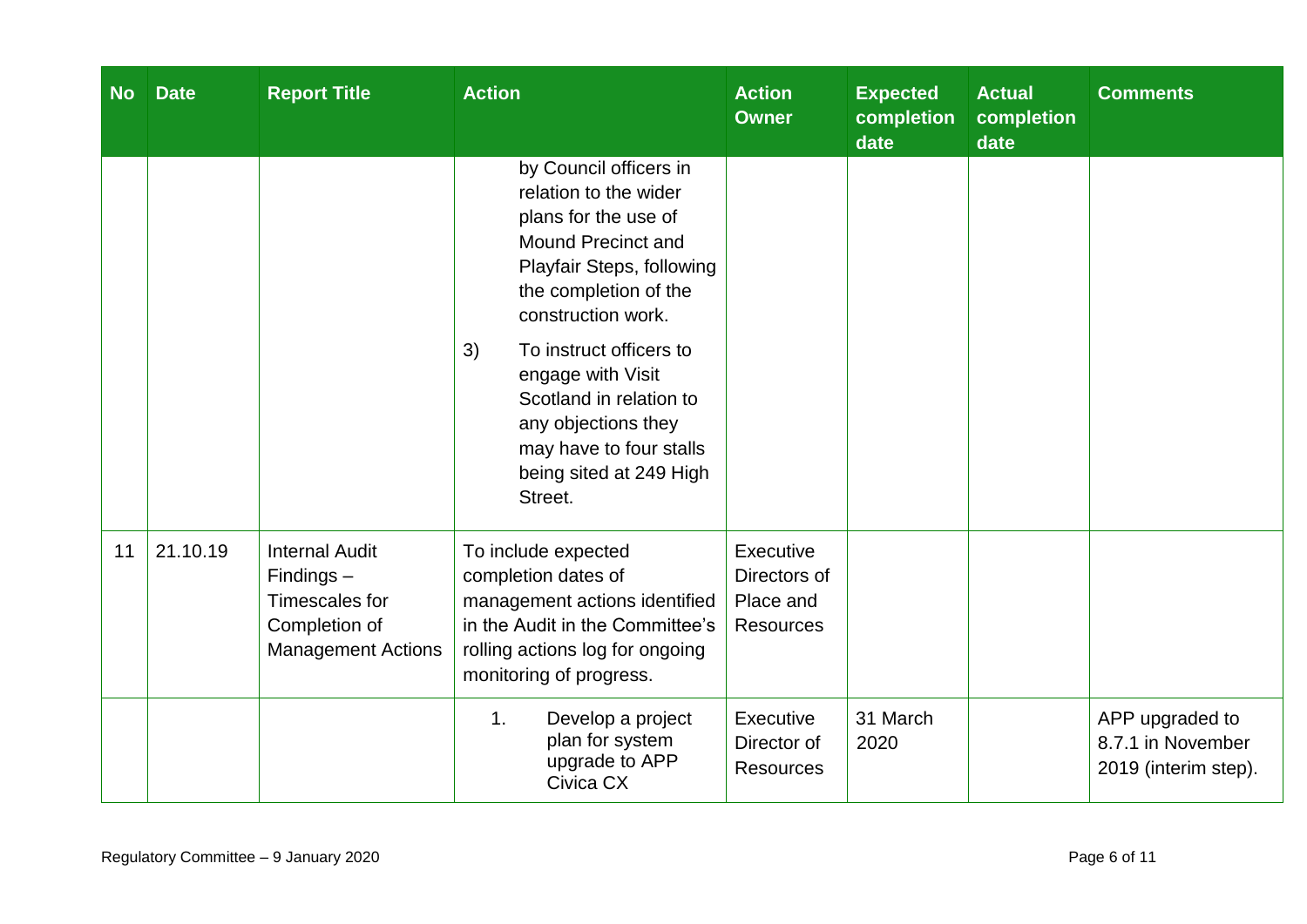| No | Date | Report Title | Action | Action Owner | Expected completion date | Actual completion date | Comments |
|---|---|---|---|---|---|---|---|
| | | | by Council officers in relation to the wider plans for the use of Mound Precinct and Playfair Steps, following the completion of the construction work.<br><br>3) To instruct officers to engage with Visit Scotland in relation to any objections they may have to four stalls being sited at 249 High Street. | | | | |
| 11 | 21.10.19 | Internal Audit Findings – Timescales for Completion of Management Actions | To include expected completion dates of management actions identified in the Audit in the Committee's rolling actions log for ongoing monitoring of progress. | Executive Directors of Place and Resources | | | |
| | | | 1. Develop a project plan for system upgrade to APP Civica CX | Executive Director of Resources | 31 March 2020 | | APP upgraded to 8.7.1 in November 2019 (interim step). |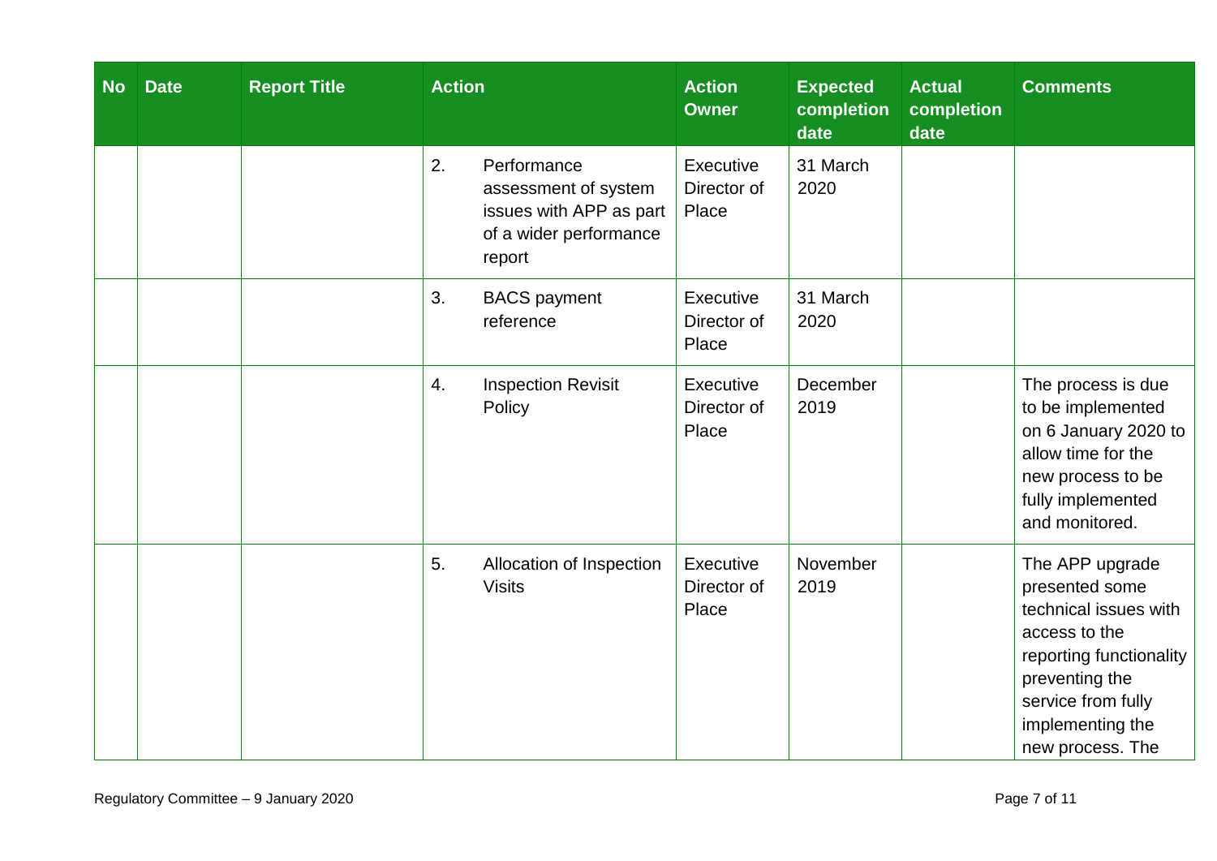| No | Date | Report Title | Action | Action Owner | Expected completion date | Actual completion date | Comments |
|---|---|---|---|---|---|---|---|
| | | | 2. Performance assessment of system issues with APP as part of a wider performance report | Executive Director of Place | 31 March 2020 | | |
| | | | 3. BACS payment reference | Executive Director of Place | 31 March 2020 | | |
| | | | 4. Inspection Revisit Policy | Executive Director of Place | December 2019 | | The process is due to be implemented on 6 January 2020 to allow time for the new process to be fully implemented and monitored. |
| | | | 5. Allocation of Inspection Visits | Executive Director of Place | November 2019 | | The APP upgrade presented some technical issues with access to the reporting functionality preventing the service from fully implementing the new process. The |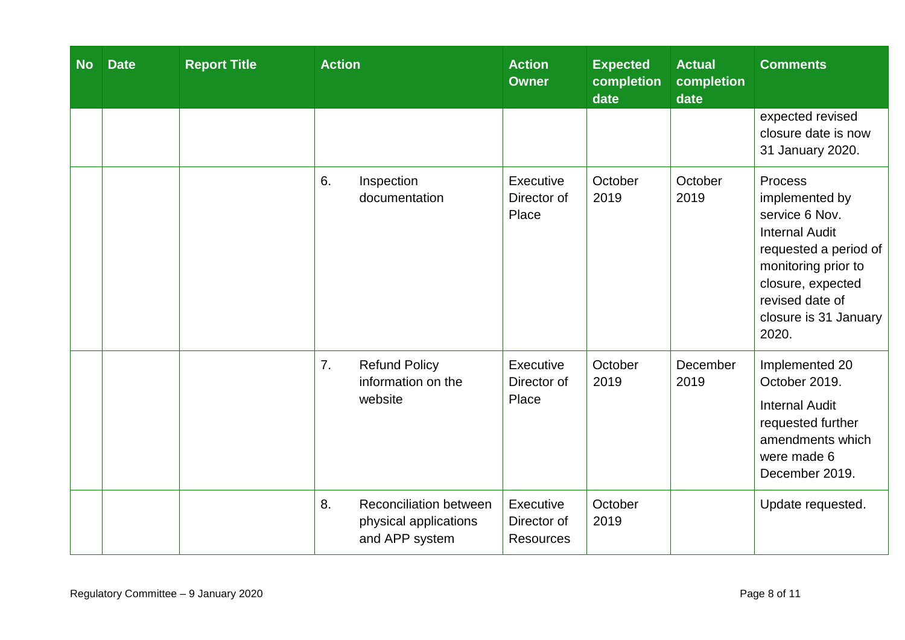| No | Date | Report Title | Action | Action Owner | Expected completion date | Actual completion date | Comments |
|---|---|---|---|---|---|---|---|
| | | | | | | | expected revised closure date is now 31 January 2020. |
| | | | 6. Inspection documentation | Executive Director of Place | October 2019 | October 2019 | Process implemented by service 6 Nov. Internal Audit requested a period of monitoring prior to closure, expected revised date of closure is 31 January 2020. |
| | | | 7. Refund Policy information on the website | Executive Director of Place | October 2019 | December 2019 | Implemented 20 October 2019. Internal Audit requested further amendments which were made 6 December 2019. |
| | | | 8. Reconciliation between physical applications and APP system | Executive Director of Resources | October 2019 | | Update requested. |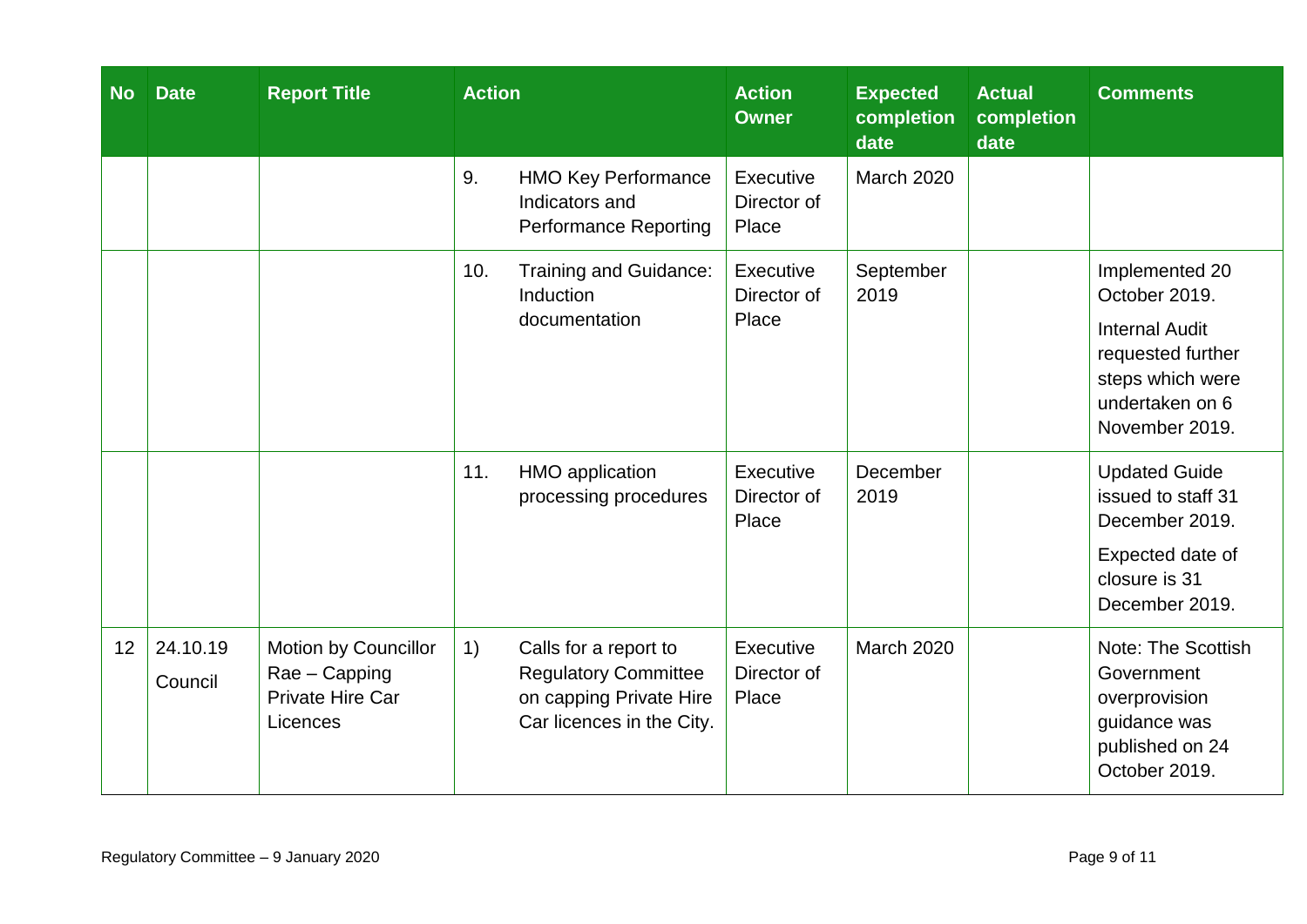| No | Date | Report Title | Action | Action Owner | Expected completion date | Actual completion date | Comments |
|---|---|---|---|---|---|---|---|
| | | | 9. HMO Key Performance Indicators and Performance Reporting | Executive Director of Place | March 2020 | | |
| | | | 10. Training and Guidance: Induction documentation | Executive Director of Place | September 2019 | | Implemented 20 October 2019. Internal Audit requested further steps which were undertaken on 6 November 2019. |
| | | | 11. HMO application processing procedures | Executive Director of Place | December 2019 | | Updated Guide issued to staff 31 December 2019. Expected date of closure is 31 December 2019. |
| 12 | 24.10.19 Council | Motion by Councillor Rae – Capping Private Hire Car Licences | 1) Calls for a report to Regulatory Committee on capping Private Hire Car licences in the City. | Executive Director of Place | March 2020 | | Note: The Scottish Government overprovision guidance was published on 24 October 2019. |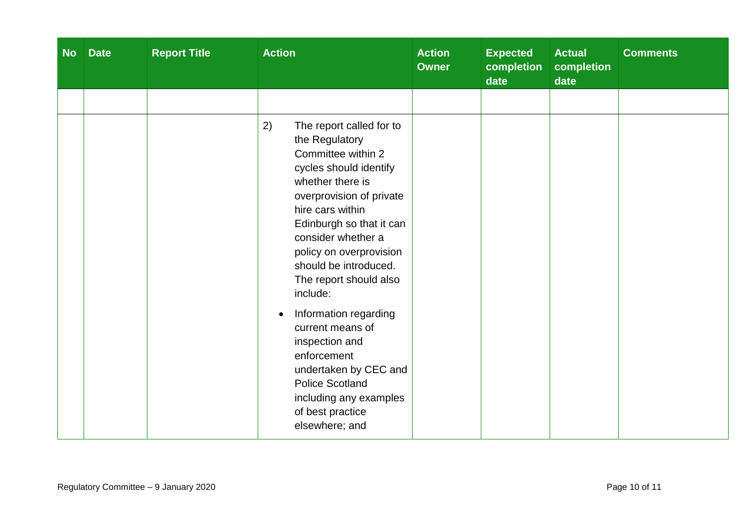| No | Date | Report Title | Action | Action Owner | Expected completion date | Actual completion date | Comments |
|---|---|---|---|---|---|---|---|
| | | | | | | | |
| | | | 2) The report called for to the Regulatory Committee within 2 cycles should identify whether there is overprovision of private hire cars within Edinburgh so that it can consider whether a policy on overprovision should be introduced. The report should also include: <br>• Information regarding current means of inspection and enforcement undertaken by CEC and Police Scotland including any examples of best practice elsewhere; and | | | | |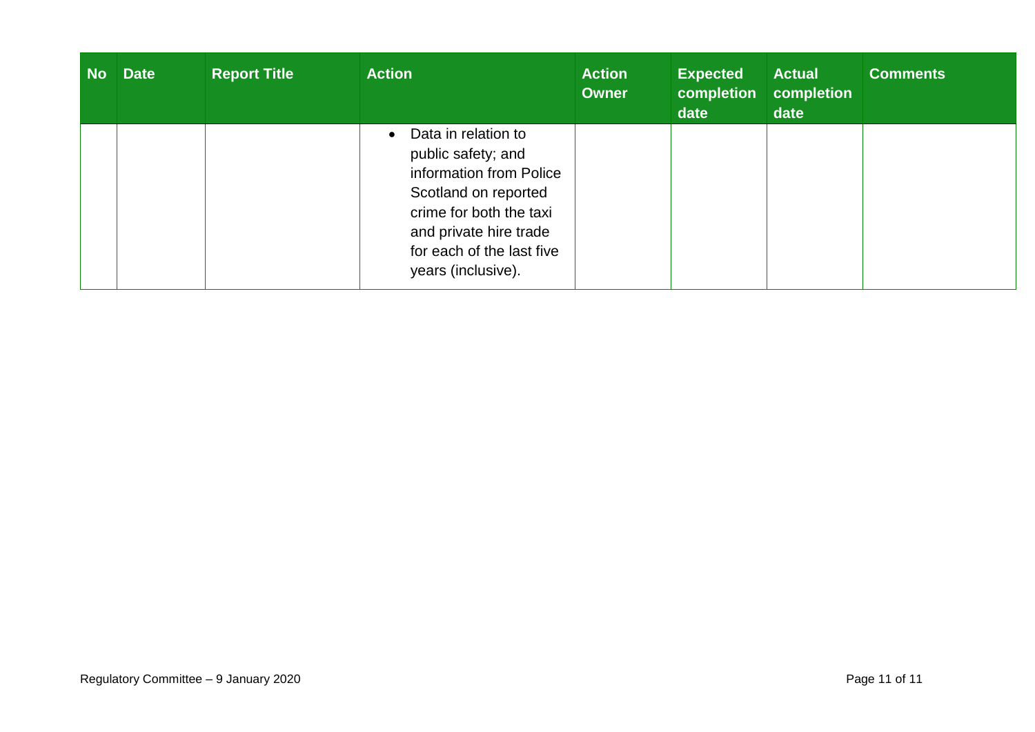| No | Date | Report Title | Action | Action Owner | Expected completion date | Actual completion date | Comments |
|---|---|---|---|---|---|---|---|
| | | | • Data in relation to public safety; and information from Police Scotland on reported crime for both the taxi and private hire trade for each of the last five years (inclusive). | | | | |